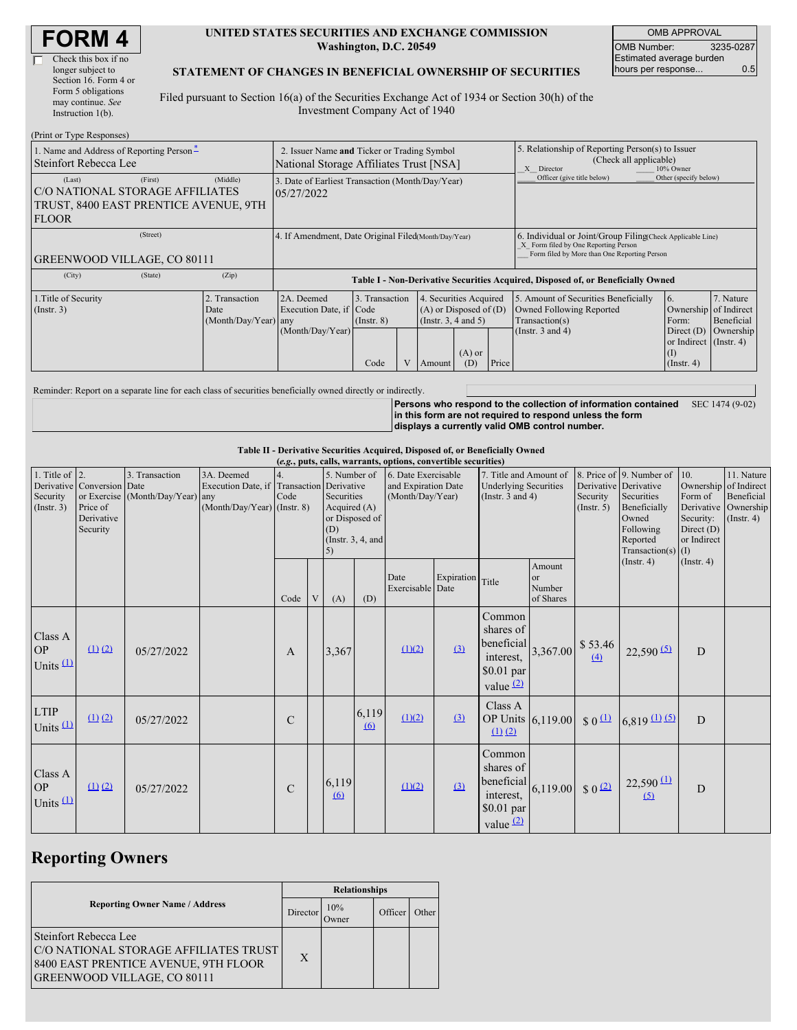# FORM 4

☐ Check this box if no longer subject to Section 16. Form 4 or Form 5 obligations may continue. *See* Instruction 1(b).

**UNITED STATES SECURITIES AND EXCHANGE COMMISSION**
**Washington, D.C. 20549**

**STATEMENT OF CHANGES IN BENEFICIAL OWNERSHIP OF SECURITIES**

Filed pursuant to Section 16(a) of the Securities Exchange Act of 1934 or Section 30(h) of the Investment Company Act of 1940

| OMB APPROVAL | |
|---|---|
| OMB Number: | 3235-0287 |
| Estimated average burden hours per response... | 0.5 |

(Print or Type Responses)

1. Name and Address of Reporting Person*
Steinfort Rebecca Lee

(Last) (First) (Middle)
C/O NATIONAL STORAGE AFFILIATES TRUST, 8400 EAST PRENTICE AVENUE, 9TH FLOOR

(Street)
GREENWOOD VILLAGE, CO 80111

(City) (State) (Zip)

2. Issuer Name **and** Ticker or Trading Symbol
National Storage Affiliates Trust [NSA]

3. Date of Earliest Transaction (Month/Day/Year)
05/27/2022

4. If Amendment, Date Original Filed (Month/Day/Year)

5. Relationship of Reporting Person(s) to Issuer (Check all applicable)
_X_ Director ___ 10% Owner
___ Officer (give title below) ___ Other (specify below)

6. Individual or Joint/Group Filing (Check Applicable Line)
_X_ Form filed by One Reporting Person
___ Form filed by More than One Reporting Person

**Table I - Non-Derivative Securities Acquired, Disposed of, or Beneficially Owned**

| 1.Title of Security (Instr. 3) | 2. Transaction Date (Month/Day/Year) | 2A. Deemed Execution Date, if any (Month/Day/Year) | 3. Transaction Code (Instr. 8) | | 4. Securities Acquired (A) or Disposed of (D) (Instr. 3, 4 and 5) | | | 5. Amount of Securities Beneficially Owned Following Reported Transaction(s) (Instr. 3 and 4) | 6. Ownership Form: Direct (D) or Indirect (I) (Instr. 4) | 7. Nature of Indirect Beneficial Ownership (Instr. 4) |
|---|---|---|---|---|---|---|---|---|---|---|
| | | | Code | V | Amount | (A) or (D) | Price | | | |

Reminder: Report on a separate line for each class of securities beneficially owned directly or indirectly.

**Persons who respond to the collection of information contained in this form are not required to respond unless the form displays a currently valid OMB control number.** SEC 1474 (9-02)

**Table II - Derivative Securities Acquired, Disposed of, or Beneficially Owned**
**(*e.g.*, puts, calls, warrants, options, convertible securities)**

| 1. Title of Derivative Security (Instr. 3) | 2. Conversion or Exercise Price of Derivative Security | 3. Transaction Date (Month/Day/Year) | 3A. Deemed Execution Date, if any (Month/Day/Year) | 4. Transaction Code (Instr. 8) | | 5. Number of Derivative Securities Acquired (A) or Disposed of (D) (Instr. 3, 4, and 5) | | 6. Date Exercisable and Expiration Date (Month/Day/Year) | | 7. Title and Amount of Underlying Securities (Instr. 3 and 4) | | 8. Price of Derivative Security (Instr. 5) | 9. Number of Derivative Securities Beneficially Owned Following Reported Transaction(s) (Instr. 4) | 10. Ownership Form of Derivative Security: Direct (D) or Indirect (I) (Instr. 4) | 11. Nature of Indirect Beneficial Ownership (Instr. 4) |
|---|---|---|---|---|---|---|---|---|---|---|---|---|---|---|---|
| | | | | Code | V | (A) | (D) | Date Exercisable | Expiration Date | Title | Amount or Number of Shares | | | | |
| Class A OP Units (1) | (1) (2) | 05/27/2022 | | A | | 3,367 | | (1)(2) | (3) | Common shares of beneficial interest, $0.01 par value (2) | 3,367.00 | $ 53.46 (4) | 22,590 (5) | D | |
| LTIP Units (1) | (1) (2) | 05/27/2022 | | C | | | 6,119 (6) | (1)(2) | (3) | Class A OP Units (1) (2) | 6,119.00 | $ 0 (1) | 6,819 (1) (5) | D | |
| Class A OP Units (1) | (1) (2) | 05/27/2022 | | C | | 6,119 (6) | | (1)(2) | (3) | Common shares of beneficial interest, $0.01 par value (2) | 6,119.00 | $ 0 (2) | 22,590 (1) (5) | D | |

## Reporting Owners

| Reporting Owner Name / Address | Relationships | | | |
|---|---|---|---|---|
| | Director | 10% Owner | Officer | Other |
| Steinfort Rebecca Lee<br>C/O NATIONAL STORAGE AFFILIATES TRUST<br>8400 EAST PRENTICE AVENUE, 9TH FLOOR<br>GREENWOOD VILLAGE, CO 80111 | X | | | |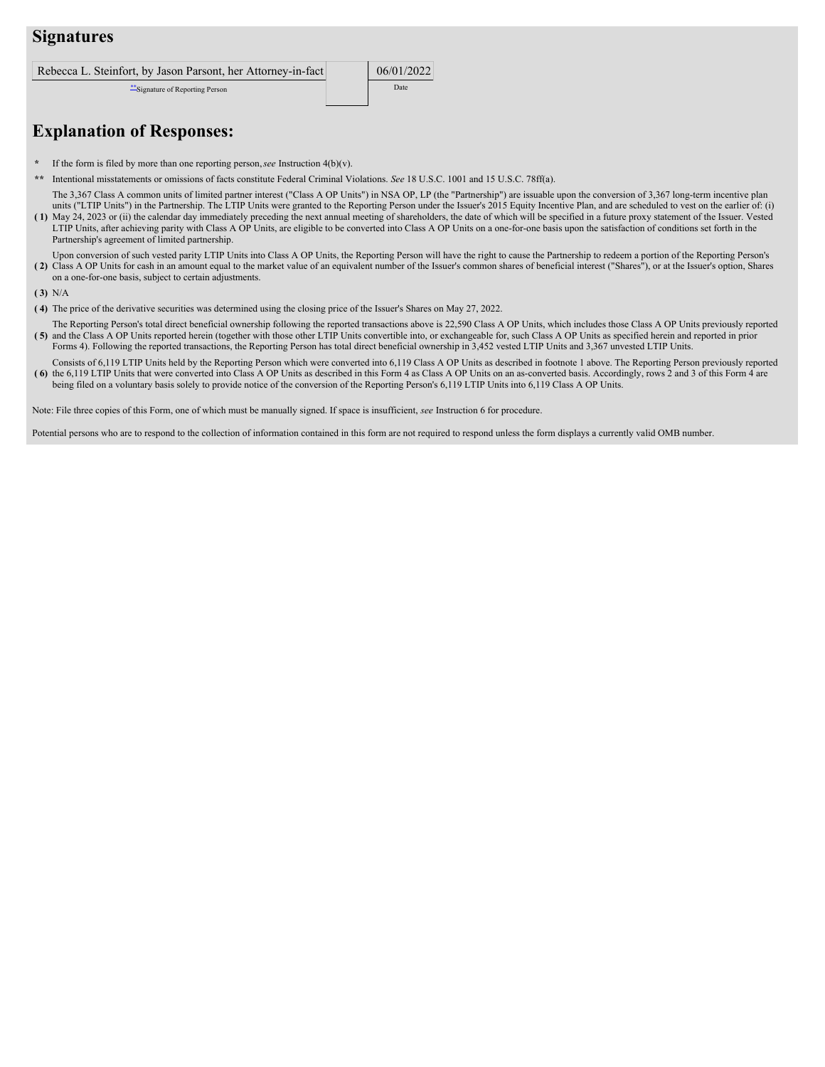## Signatures

| Rebecca L. Steinfort, by Jason Parsont, her Attorney-in-fact | | 06/01/2022 |
| --- | --- | --- |
| **Signature of Reporting Person | | Date |

## Explanation of Responses:

\* If the form is filed by more than one reporting person, *see* Instruction 4(b)(v).

\*\* Intentional misstatements or omissions of facts constitute Federal Criminal Violations. *See* 18 U.S.C. 1001 and 15 U.S.C. 78ff(a).

( 1) The 3,367 Class A common units of limited partner interest ("Class A OP Units") in NSA OP, LP (the "Partnership") are issuable upon the conversion of 3,367 long-term incentive plan units ("LTIP Units") in the Partnership. The LTIP Units were granted to the Reporting Person under the Issuer's 2015 Equity Incentive Plan, and are scheduled to vest on the earlier of: (i) May 24, 2023 or (ii) the calendar day immediately preceding the next annual meeting of shareholders, the date of which will be specified in a future proxy statement of the Issuer. Vested LTIP Units, after achieving parity with Class A OP Units, are eligible to be converted into Class A OP Units on a one-for-one basis upon the satisfaction of conditions set forth in the Partnership's agreement of limited partnership.

( 2) Upon conversion of such vested parity LTIP Units into Class A OP Units, the Reporting Person will have the right to cause the Partnership to redeem a portion of the Reporting Person's Class A OP Units for cash in an amount equal to the market value of an equivalent number of the Issuer's common shares of beneficial interest ("Shares"), or at the Issuer's option, Shares on a one-for-one basis, subject to certain adjustments.

( 3) N/A

( 4) The price of the derivative securities was determined using the closing price of the Issuer's Shares on May 27, 2022.

( 5) The Reporting Person's total direct beneficial ownership following the reported transactions above is 22,590 Class A OP Units, which includes those Class A OP Units previously reported and the Class A OP Units reported herein (together with those other LTIP Units convertible into, or exchangeable for, such Class A OP Units as specified herein and reported in prior Forms 4). Following the reported transactions, the Reporting Person has total direct beneficial ownership in 3,452 vested LTIP Units and 3,367 unvested LTIP Units.

( 6) Consists of 6,119 LTIP Units held by the Reporting Person which were converted into 6,119 Class A OP Units as described in footnote 1 above. The Reporting Person previously reported the 6,119 LTIP Units that were converted into Class A OP Units as described in this Form 4 as Class A OP Units on an as-converted basis. Accordingly, rows 2 and 3 of this Form 4 are being filed on a voluntary basis solely to provide notice of the conversion of the Reporting Person's 6,119 LTIP Units into 6,119 Class A OP Units.

Note: File three copies of this Form, one of which must be manually signed. If space is insufficient, *see* Instruction 6 for procedure.

Potential persons who are to respond to the collection of information contained in this form are not required to respond unless the form displays a currently valid OMB number.